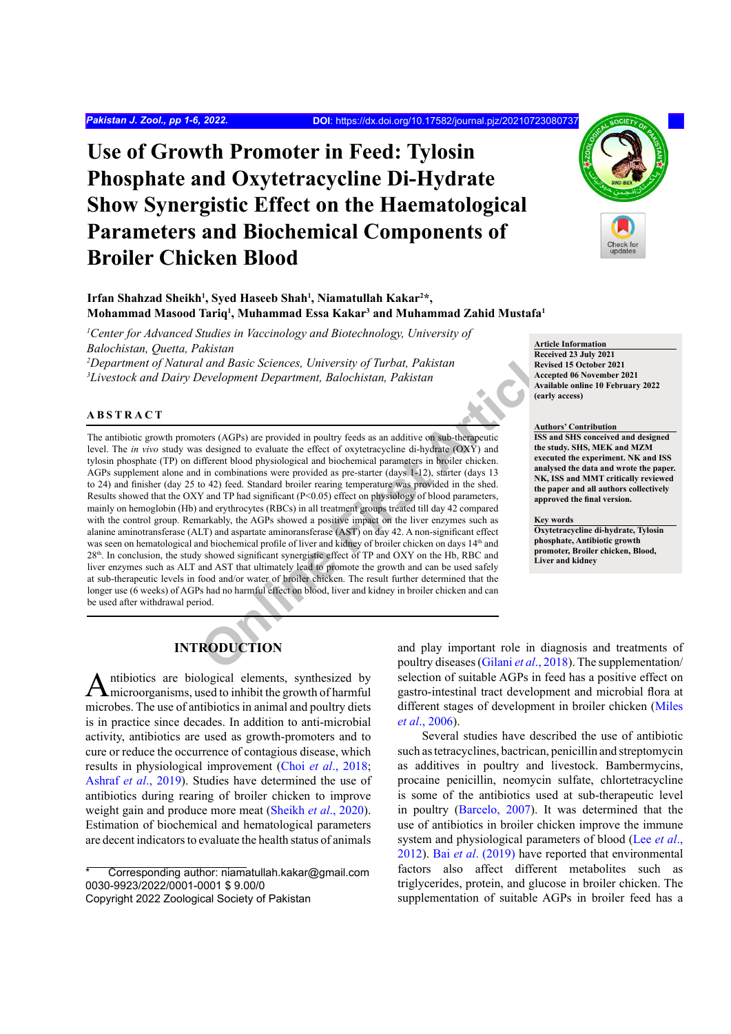# Use of Growth Promoter in Feed: Tylosin Phosphate and Oxytetracycline Di-Hydrate Show Synergistic Effect on the Haematological Parameters and Biochemical Components of Broiler Chicken Blood

**Irfan Shahzad Sheikh[1], Syed Haseeb Shah[1], Niamatullah Kakar[2]*, Mohammad Masood Tariq[1], Muhammad Essa Kakar[3] and Muhammad Zahid Mustafa[1]**

*[1]Center for Advanced Studies in Vaccinology and Biotechnology, University of Balochistan, Quetta, Pakistan*
*[2]Department of Natural and Basic Sciences, University of Turbat, Pakistan*
*[3]Livestock and Dairy Development Department, Balochistan, Pakistan*

**Article Information**
Received 23 July 2021
Revised 15 October 2021
Accepted 06 November 2021
Available online 10 February 2022 (early access)

**Authors' Contribution**
ISS and SHS conceived and designed the study. SHS, MEK and MZM executed the experiment. NK and ISS analysed the data and wrote the paper. NK, ISS and MMT critically reviewed the paper and all authors collectively approved the final version.

**Key words**
Oxytetracycline di-hydrate, Tylosin phosphate, Antibiotic growth promoter, Broiler chicken, Blood, Liver and kidney

## ABSTRACT

The antibiotic growth promoters (AGPs) are provided in poultry feeds as an additive on sub-therapeutic level. The *in vivo* study was designed to evaluate the effect of oxytetracycline di-hydrate (OXY) and tylosin phosphate (TP) on different blood physiological and biochemical parameters in broiler chicken. AGPs supplement alone and in combinations were provided as pre-starter (days 1-12), starter (days 13 to 24) and finisher (day 25 to 42) feed. Standard broiler rearing temperature was provided in the shed. Results showed that the OXY and TP had significant ($P<0.05$) effect on physiology of blood parameters, mainly on hemoglobin (Hb) and erythrocytes (RBCs) in all treatment groups treated till day 42 compared with the control group. Remarkably, the AGPs showed a positive impact on the liver enzymes such as alanine aminotransferase (ALT) and aspartate aminoransferase (AST) on day 42. A non-significant effect was seen on hematological and biochemical profile of liver and kidney of broiler chicken on days 14[th] and 28[th]. In conclusion, the study showed significant synergistic effect of TP and OXY on the Hb, RBC and liver enzymes such as ALT and AST that ultimately lead to promote the growth and can be used safely at sub-therapeutic levels in food and/or water of broiler chicken. The result further determined that the longer use (6 weeks) of AGPs had no harmful effect on blood, liver and kidney in broiler chicken and can be used after withdrawal period.

## INTRODUCTION

Antibiotics are biological elements, synthesized by microorganisms, used to inhibit the growth of harmful microbes. The use of antibiotics in animal and poultry diets is in practice since decades. In addition to anti-microbial activity, antibiotics are used as growth-promoters and to cure or reduce the occurrence of contagious disease, which results in physiological improvement (Choi *et al*., 2018; Ashraf *et al*., 2019). Studies have determined the use of antibiotics during rearing of broiler chicken to improve weight gain and produce more meat (Sheikh *et al*., 2020). Estimation of biochemical and hematological parameters are decent indicators to evaluate the health status of animals and play important role in diagnosis and treatments of poultry diseases (Gilani *et al*., 2018). The supplementation/selection of suitable AGPs in feed has a positive effect on gastro-intestinal tract development and microbial flora at different stages of development in broiler chicken (Miles *et al*., 2006).

Several studies have described the use of antibiotic such as tetracyclines, bactrican, penicillin and streptomycin as additives in poultry and livestock. Bambermycins, procaine penicillin, neomycin sulfate, chlortetracycline is some of the antibiotics used at sub-therapeutic level in poultry (Barcelo, 2007). It was determined that the use of antibiotics in broiler chicken improve the immune system and physiological parameters of blood (Lee *et al*., 2012). Bai *et al*. (2019) have reported that environmental factors also affect different metabolites such as triglycerides, protein, and glucose in broiler chicken. The supplementation of suitable AGPs in broiler feed has a

\* Corresponding author: niamatullah.kakar@gmail.com
0030-9923/2022/0001-0001 $ 9.00/0
Copyright 2022 Zoological Society of Pakistan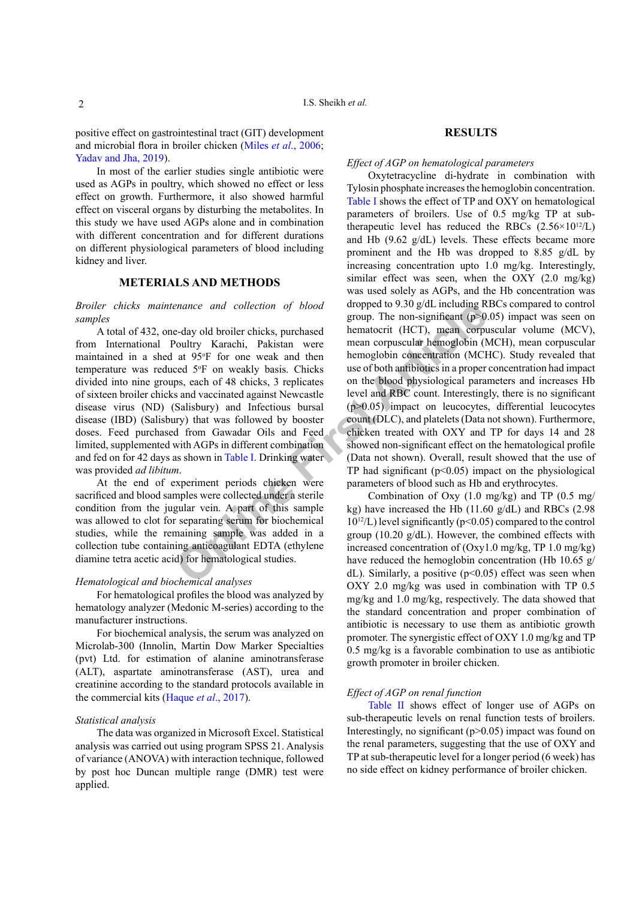positive effect on gastrointestinal tract (GIT) development and microbial flora in broiler chicken (Miles *et al*., 2006; Yadav and Jha, 2019).

In most of the earlier studies single antibiotic were used as AGPs in poultry, which showed no effect or less effect on growth. Furthermore, it also showed harmful effect on visceral organs by disturbing the metabolites. In this study we have used AGPs alone and in combination with different concentration and for different durations on different physiological parameters of blood including kidney and liver.

## METERIALS AND METHODS

*Broiler chicks maintenance and collection of blood samples*

A total of 432, one-day old broiler chicks, purchased from International Poultry Karachi, Pakistan were maintained in a shed at 95°F for one week and then temperature was reduced 5°F on weakly basis. Chicks divided into nine groups, each of 48 chicks, 3 replicates of sixteen broiler chicks and vaccinated against Newcastle disease virus (ND) (Salisbury) and Infectious bursal disease (IBD) (Salisbury) that was followed by booster doses. Feed purchased from Gawadar Oils and Feed limited, supplemented with AGPs in different combination and fed on for 42 days as shown in Table I. Drinking water was provided *ad libitum*.

At the end of experiment periods chicken were sacrificed and blood samples were collected under a sterile condition from the jugular vein. A part of this sample was allowed to clot for separating serum for biochemical studies, while the remaining sample was added in a collection tube containing anticoagulant EDTA (ethylene diamine tetra acetic acid) for hematological studies.

*Hematological and biochemical analyses*

For hematological profiles the blood was analyzed by hematology analyzer (Medonic M-series) according to the manufacturer instructions.

For biochemical analysis, the serum was analyzed on Microlab-300 (Innolin, Martin Dow Marker Specialties (pvt) Ltd. for estimation of alanine aminotransferase (ALT), aspartate aminotransferase (AST), urea and creatinine according to the standard protocols available in the commercial kits (Haque *et al*., 2017).

*Statistical analysis*

The data was organized in Microsoft Excel. Statistical analysis was carried out using program SPSS 21. Analysis of variance (ANOVA) with interaction technique, followed by post hoc Duncan multiple range (DMR) test were applied.

## RESULTS

*Effect of AGP on hematological parameters*

Oxytetracycline di-hydrate in combination with Tylosin phosphate increases the hemoglobin concentration. Table I shows the effect of TP and OXY on hematological parameters of broilers. Use of 0.5 mg/kg TP at sub-therapeutic level has reduced the RBCs ($2.56 \times 10^{12}$/L) and Hb (9.62 g/dL) levels. These effects became more prominent and the Hb was dropped to 8.85 g/dL by increasing concentration upto 1.0 mg/kg. Interestingly, similar effect was seen, when the OXY (2.0 mg/kg) was used solely as AGPs, and the Hb concentration was dropped to 9.30 g/dL including RBCs compared to control group. The non-significant ($p>0.05$) impact was seen on hematocrit (HCT), mean corpuscular volume (MCV), mean corpuscular hemoglobin (MCH), mean corpuscular hemoglobin concentration (MCHC). Study revealed that use of both antibiotics in a proper concentration had impact on the blood physiological parameters and increases Hb level and RBC count. Interestingly, there is no significant ($p>0.05$) impact on leucocytes, differential leucocytes count (DLC), and platelets (Data not shown). Furthermore, chicken treated with OXY and TP for days 14 and 28 showed non-significant effect on the hematological profile (Data not shown). Overall, result showed that the use of TP had significant ($p<0.05$) impact on the physiological parameters of blood such as Hb and erythrocytes.

Combination of Oxy (1.0 mg/kg) and TP (0.5 mg/kg) have increased the Hb (11.60 g/dL) and RBCs (2.98 $10^{12}$/L) level significantly ($p<0.05$) compared to the control group (10.20 g/dL). However, the combined effects with increased concentration of (Oxy1.0 mg/kg, TP 1.0 mg/kg) have reduced the hemoglobin concentration (Hb 10.65 g/dL). Similarly, a positive ($p<0.05$) effect was seen when OXY 2.0 mg/kg was used in combination with TP 0.5 mg/kg and 1.0 mg/kg, respectively. The data showed that the standard concentration and proper combination of antibiotic is necessary to use them as antibiotic growth promoter. The synergistic effect of OXY 1.0 mg/kg and TP 0.5 mg/kg is a favorable combination to use as antibiotic growth promoter in broiler chicken.

*Effect of AGP on renal function*

Table II shows effect of longer use of AGPs on sub-therapeutic levels on renal function tests of broilers. Interestingly, no significant ($p>0.05$) impact was found on the renal parameters, suggesting that the use of OXY and TP at sub-therapeutic level for a longer period (6 week) has no side effect on kidney performance of broiler chicken.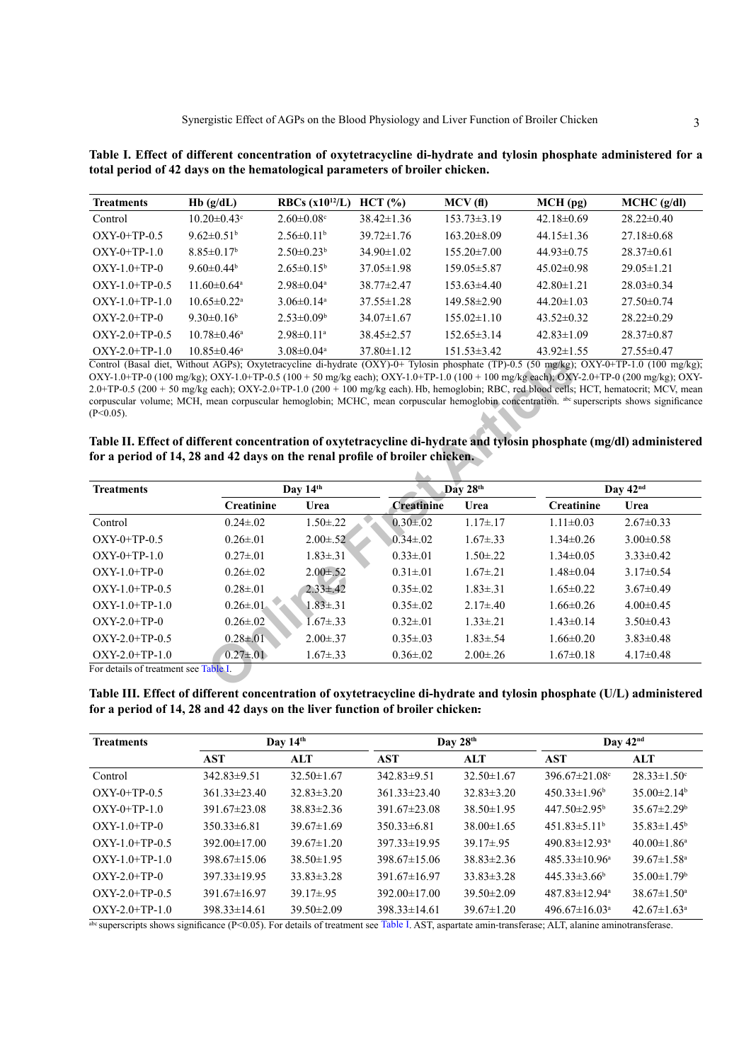**Table I. Effect of different concentration of oxytetracycline di-hydrate and tylosin phosphate administered for a total period of 42 days on the hematological parameters of broiler chicken.**

| Treatments | Hb (g/dL) | RBCs ($x10^{12}$/L) | HCT (%) | MCV (fl) | MCH (pg) | MCHC (g/dl) |
|---|---|---|---|---|---|---|
| Control | 10.20±0.43$^c$ | 2.60±0.08$^c$ | 38.42±1.36 | 153.73±3.19 | 42.18±0.69 | 28.22±0.40 |
| OXY-0+TP-0.5 | 9.62±0.51$^b$ | 2.56±0.11$^b$ | 39.72±1.76 | 163.20±8.09 | 44.15±1.36 | 27.18±0.68 |
| OXY-0+TP-1.0 | 8.85±0.17$^b$ | 2.50±0.23$^b$ | 34.90±1.02 | 155.20±7.00 | 44.93±0.75 | 28.37±0.61 |
| OXY-1.0+TP-0 | 9.60±0.44$^b$ | 2.65±0.15$^b$ | 37.05±1.98 | 159.05±5.87 | 45.02±0.98 | 29.05±1.21 |
| OXY-1.0+TP-0.5 | 11.60±0.64$^a$ | 2.98±0.04$^a$ | 38.77±2.47 | 153.63±4.40 | 42.80±1.21 | 28.03±0.34 |
| OXY-1.0+TP-1.0 | 10.65±0.22$^a$ | 3.06±0.14$^a$ | 37.55±1.28 | 149.58±2.90 | 44.20±1.03 | 27.50±0.74 |
| OXY-2.0+TP-0 | 9.30±0.16$^b$ | 2.53±0.09$^b$ | 34.07±1.67 | 155.02±1.10 | 43.52±0.32 | 28.22±0.29 |
| OXY-2.0+TP-0.5 | 10.78±0.46$^a$ | 2.98±0.11$^a$ | 38.45±2.57 | 152.65±3.14 | 42.83±1.09 | 28.37±0.87 |
| OXY-2.0+TP-1.0 | 10.85±0.46$^a$ | 3.08±0.04$^a$ | 37.80±1.12 | 151.53±3.42 | 43.92±1.55 | 27.55±0.47 |

Control (Basal diet, Without AGPs); Oxytetracycline di-hydrate (OXY)-0+ Tylosin phosphate (TP)-0.5 (50 mg/kg); OXY-0+TP-1.0 (100 mg/kg); OXY-1.0+TP-0 (100 mg/kg); OXY-1.0+TP-0.5 (100 + 50 mg/kg each); OXY-1.0+TP-1.0 (100 + 100 mg/kg each); OXY-2.0+TP-0 (200 mg/kg); OXY-2.0+TP-0.5 (200 + 50 mg/kg each); OXY-2.0+TP-1.0 (200 + 100 mg/kg each). Hb, hemoglobin; RBC, red blood cells; HCT, hematocrit; MCV, mean corpuscular volume; MCH, mean corpuscular hemoglobin; MCHC, mean corpuscular hemoglobin concentration. abc superscripts shows significance (P<0.05).

**Table II. Effect of different concentration of oxytetracycline di-hydrate and tylosin phosphate (mg/dl) administered for a period of 14, 28 and 42 days on the renal profile of broiler chicken.**

| Treatments | Day 14th | | Day 28th | | Day 42nd | |
|---|---|---|---|---|---|---|
| | Creatinine | Urea | Creatinine | Urea | Creatinine | Urea |
| Control | 0.24±.02 | 1.50±.22 | 0.30±.02 | 1.17±.17 | 1.11±0.03 | 2.67±0.33 |
| OXY-0+TP-0.5 | 0.26±.01 | 2.00±.52 | 0.34±.02 | 1.67±.33 | 1.34±0.26 | 3.00±0.58 |
| OXY-0+TP-1.0 | 0.27±.01 | 1.83±.31 | 0.33±.01 | 1.50±.22 | 1.34±0.05 | 3.33±0.42 |
| OXY-1.0+TP-0 | 0.26±.02 | 2.00±.52 | 0.31±.01 | 1.67±.21 | 1.48±0.04 | 3.17±0.54 |
| OXY-1.0+TP-0.5 | 0.28±.01 | 2.33±.42 | 0.35±.02 | 1.83±.31 | 1.65±0.22 | 3.67±0.49 |
| OXY-1.0+TP-1.0 | 0.26±.01 | 1.83±.31 | 0.35±.02 | 2.17±.40 | 1.66±0.26 | 4.00±0.45 |
| OXY-2.0+TP-0 | 0.26±.02 | 1.67±.33 | 0.32±.01 | 1.33±.21 | 1.43±0.14 | 3.50±0.43 |
| OXY-2.0+TP-0.5 | 0.28±.01 | 2.00±.37 | 0.35±.03 | 1.83±.54 | 1.66±0.20 | 3.83±0.48 |
| OXY-2.0+TP-1.0 | 0.27±.01 | 1.67±.33 | 0.36±.02 | 2.00±.26 | 1.67±0.18 | 4.17±0.48 |

For details of treatment see Table I.

**Table III. Effect of different concentration of oxytetracycline di-hydrate and tylosin phosphate (U/L) administered for a period of 14, 28 and 42 days on the liver function of broiler chicken.**

| Treatments | Day 14th | | Day 28th | | Day 42nd | |
|---|---|---|---|---|---|---|
| | AST | ALT | AST | ALT | AST | ALT |
| Control | 342.83±9.51 | 32.50±1.67 | 342.83±9.51 | 32.50±1.67 | 396.67±21.08$^c$ | 28.33±1.50$^c$ |
| OXY-0+TP-0.5 | 361.33±23.40 | 32.83±3.20 | 361.33±23.40 | 32.83±3.20 | 450.33±1.96$^b$ | 35.00±2.14$^b$ |
| OXY-0+TP-1.0 | 391.67±23.08 | 38.83±2.36 | 391.67±23.08 | 38.50±1.95 | 447.50±2.95$^b$ | 35.67±2.29$^b$ |
| OXY-1.0+TP-0 | 350.33±6.81 | 39.67±1.69 | 350.33±6.81 | 38.00±1.65 | 451.83±5.11$^b$ | 35.83±1.45$^b$ |
| OXY-1.0+TP-0.5 | 392.00±17.00 | 39.67±1.20 | 397.33±19.95 | 39.17±.95 | 490.83±12.93$^a$ | 40.00±1.86$^a$ |
| OXY-1.0+TP-1.0 | 398.67±15.06 | 38.50±1.95 | 398.67±15.06 | 38.83±2.36 | 485.33±10.96$^a$ | 39.67±1.58$^a$ |
| OXY-2.0+TP-0 | 397.33±19.95 | 33.83±3.28 | 391.67±16.97 | 33.83±3.28 | 445.33±3.66$^b$ | 35.00±1.79$^b$ |
| OXY-2.0+TP-0.5 | 391.67±16.97 | 39.17±.95 | 392.00±17.00 | 39.50±2.09 | 487.83±12.94$^a$ | 38.67±1.50$^a$ |
| OXY-2.0+TP-1.0 | 398.33±14.61 | 39.50±2.09 | 398.33±14.61 | 39.67±1.20 | 496.67±16.03$^a$ | 42.67±1.63$^a$ |

abc superscripts shows significance (P<0.05). For details of treatment see Table I. AST, aspartate amin-transferase; ALT, alanine aminotransferase.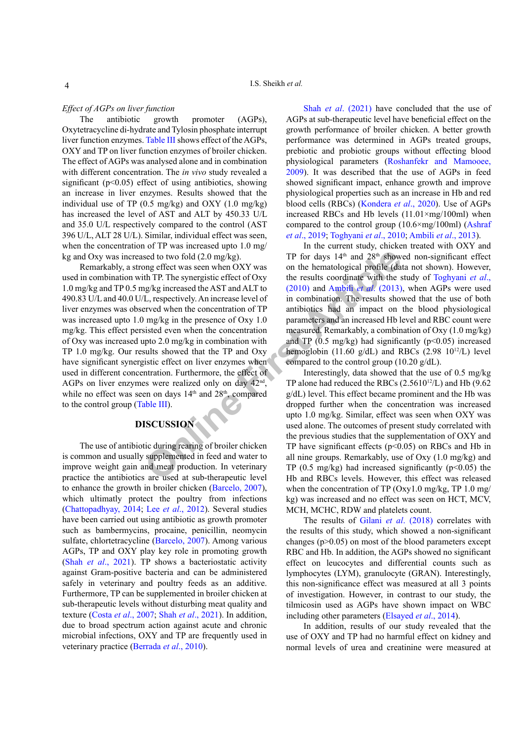*Effect of AGPs on liver function*

The antibiotic growth promoter (AGPs), Oxytetracycline di-hydrate and Tylosin phosphate interrupt liver function enzymes. Table III shows effect of the AGPs, OXY and TP on liver function enzymes of broiler chicken. The effect of AGPs was analysed alone and in combination with different concentration. The *in vivo* study revealed a significant ($p<0.05$) effect of using antibiotics, showing an increase in liver enzymes. Results showed that the individual use of TP (0.5 mg/kg) and OXY (1.0 mg/kg) has increased the level of AST and ALT by 450.33 U/L and 35.0 U/L respectively compared to the control (AST 396 U/L, ALT 28 U/L). Similar, individual effect was seen, when the concentration of TP was increased upto 1.0 mg/kg and Oxy was increased to two fold (2.0 mg/kg).

Remarkably, a strong effect was seen when OXY was used in combination with TP. The synergistic effect of Oxy 1.0 mg/kg and TP 0.5 mg/kg increased the AST and ALT to 490.83 U/L and 40.0 U/L, respectively. An increase level of liver enzymes was observed when the concentration of TP was increased upto 1.0 mg/kg in the presence of Oxy 1.0 mg/kg. This effect persisted even when the concentration of Oxy was increased upto 2.0 mg/kg in combination with TP 1.0 mg/kg. Our results showed that the TP and Oxy have significant synergistic effect on liver enzymes when used in different concentration. Furthermore, the effect of AGPs on liver enzymes were realized only on day 42[nd], while no effect was seen on days 14[th] and 28[th], compared to the control group (Table III).

## DISCUSSION

The use of antibiotic during rearing of broiler chicken is common and usually supplemented in feed and water to improve weight gain and meat production. In veterinary practice the antibiotics are used at sub-therapeutic level to enhance the growth in broiler chicken (Barcelo, 2007), which ultimately protect the poultry from infections (Chattopadhyay, 2014; Lee *et al*., 2012). Several studies have been carried out using antibiotic as growth promoter such as bambermycins, procaine, penicillin, neomycin sulfate, chlortetracycline (Barcelo, 2007). Among various AGPs, TP and OXY play key role in promoting growth (Shah *et al*., 2021). TP shows a bacteriostatic activity against Gram-positive bacteria and can be administered safely in veterinary and poultry feeds as an additive. Furthermore, TP can be supplemented in broiler chicken at sub-therapeutic levels without disturbing meat quality and texture (Costa *et al*., 2007; Shah *et al*., 2021). In addition, due to broad spectrum action against acute and chronic microbial infections, OXY and TP are frequently used in veterinary practice (Berrada *et al*., 2010).

Shah *et al*. (2021) have concluded that the use of AGPs at sub-therapeutic level have beneficial effect on the growth performance of broiler chicken. A better growth performance was determined in AGPs treated groups, prebiotic and probiotic groups without effecting blood physiological parameters (Roshanfekr and Mamooee, 2009). It was described that the use of AGPs in feed showed significant impact, enhance growth and improve physiological properties such as an increase in Hb and red blood cells (RBCs) (Kondera *et al*., 2020). Use of AGPs increased RBCs and Hb levels (11.01×mg/100ml) when compared to the control group (10.6×mg/100ml) (Ashraf *et al*., 2019; Toghyani *et al*., 2010; Ambili *et al*., 2013).

In the current study, chicken treated with OXY and TP for days 14[th] and 28[th] showed non-significant effect on the hematological profile (data not shown). However, the results coordinate with the study of Toghyani *et al*., (2010) and Ambili *et al*. (2013), when AGPs were used in combination. The results showed that the use of both antibiotics had an impact on the blood physiological parameters and an increased Hb level and RBC count were measured. Remarkably, a combination of Oxy (1.0 mg/kg) and TP (0.5 mg/kg) had significantly ($p<0.05$) increased hemoglobin (11.60 g/dL) and RBCs (2.98 $10^{12}$/L) level compared to the control group (10.20 g/dL).

Interestingly, data showed that the use of 0.5 mg/kg TP alone had reduced the RBCs (2.56$10^{12}$/L) and Hb (9.62 g/dL) level. This effect became prominent and the Hb was dropped further when the concentration was increased upto 1.0 mg/kg. Similar, effect was seen when OXY was used alone. The outcomes of present study correlated with the previous studies that the supplementation of OXY and TP have significant effects ($p<0.05$) on RBCs and Hb in all nine groups. Remarkably, use of Oxy (1.0 mg/kg) and TP (0.5 mg/kg) had increased significantly ($p<0.05$) the Hb and RBCs levels. However, this effect was released when the concentration of TP (Oxy1.0 mg/kg, TP 1.0 mg/kg) was increased and no effect was seen on HCT, MCV, MCH, MCHC, RDW and platelets count.

The results of Gilani *et al*. (2018) correlates with the results of this study, which showed a non-significant changes ($p>0.05$) on most of the blood parameters except RBC and Hb. In addition, the AGPs showed no significant effect on leucocytes and differential counts such as lymphocytes (LYM), granulocyte (GRAN). Interestingly, this non-significance effect was measured at all 3 points of investigation. However, in contrast to our study, the tilmicosin used as AGPs have shown impact on WBC including other parameters (Elsayed *et al*., 2014).

In addition, results of our study revealed that the use of OXY and TP had no harmful effect on kidney and normal levels of urea and creatinine were measured at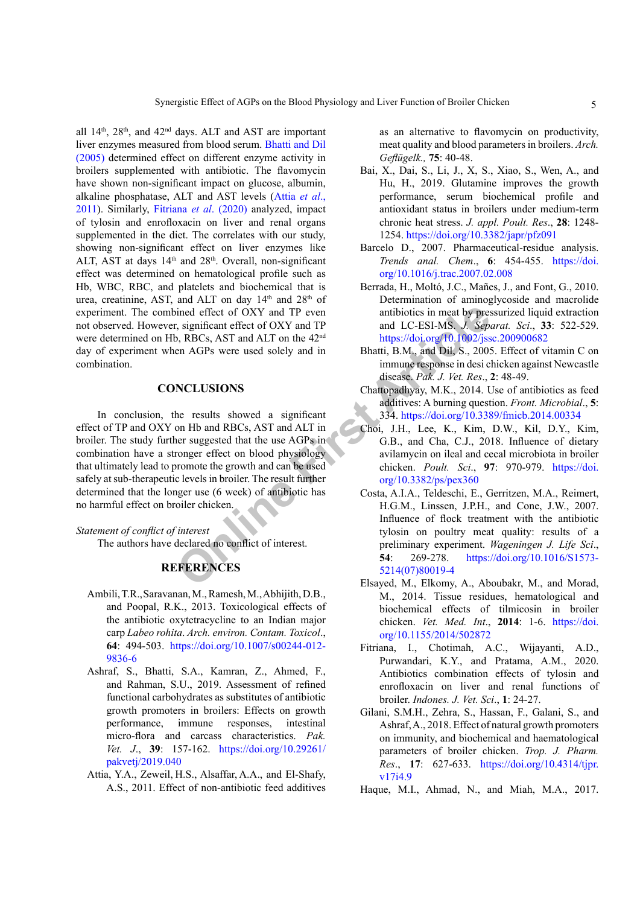all 14th, 28th, and 42nd days. ALT and AST are important liver enzymes measured from blood serum. Bhatti and Dil (2005) determined effect on different enzyme activity in broilers supplemented with antibiotic. The flavomycin have shown non-significant impact on glucose, albumin, alkaline phosphatase, ALT and AST levels (Attia *et al*., 2011). Similarly, Fitriana *et al*. (2020) analyzed, impact of tylosin and enrofloxacin on liver and renal organs supplemented in the diet. The correlates with our study, showing non-significant effect on liver enzymes like ALT, AST at days 14th and 28th. Overall, non-significant effect was determined on hematological profile such as Hb, WBC, RBC, and platelets and biochemical that is urea, creatinine, AST, and ALT on day 14th and 28th of experiment. The combined effect of OXY and TP even not observed. However, significant effect of OXY and TP were determined on Hb, RBCs, AST and ALT on the 42nd day of experiment when AGPs were used solely and in combination.

## CONCLUSIONS

In conclusion, the results showed a significant effect of TP and OXY on Hb and RBCs, AST and ALT in broiler. The study further suggested that the use AGPs in combination have a stronger effect on blood physiology that ultimately lead to promote the growth and can be used safely at sub-therapeutic levels in broiler. The result further determined that the longer use (6 week) of antibiotic has no harmful effect on broiler chicken.

*Statement of conflict of interest*

The authors have declared no conflict of interest.

## REFERENCES

Ambili, T.R., Saravanan, M., Ramesh, M., Abhijith, D.B., and Poopal, R.K., 2013. Toxicological effects of the antibiotic oxytetracycline to an Indian major carp *Labeo rohita*. *Arch. environ. Contam. Toxicol*., **64**: 494-503. https://doi.org/10.1007/s00244-012-9836-6

Ashraf, S., Bhatti, S.A., Kamran, Z., Ahmed, F., and Rahman, S.U., 2019. Assessment of refined functional carbohydrates as substitutes of antibiotic growth promoters in broilers: Effects on growth performance, immune responses, intestinal micro-flora and carcass characteristics. *Pak. Vet. J*., **39**: 157-162. https://doi.org/10.29261/pakvetj/2019.040

Attia, Y.A., Zeweil, H.S., Alsaffar, A.A., and El-Shafy, A.S., 2011. Effect of non-antibiotic feed additives as an alternative to flavomycin on productivity, meat quality and blood parameters in broilers. *Arch. Geflügelk.,* **75**: 40-48.

Bai, X., Dai, S., Li, J., X, S., Xiao, S., Wen, A., and Hu, H., 2019. Glutamine improves the growth performance, serum biochemical profile and antioxidant status in broilers under medium-term chronic heat stress. *J. appl. Poult. Res*., **28**: 1248-1254. https://doi.org/10.3382/japr/pfz091

Barcelo D., 2007. Pharmaceutical-residue analysis. *Trends anal. Chem*., **6**: 454-455. https://doi.org/10.1016/j.trac.2007.02.008

Berrada, H., Moltó, J.C., Mañes, J., and Font, G., 2010. Determination of aminoglycoside and macrolide antibiotics in meat by pressurized liquid extraction and LC-ESI-MS. *J. Separat. Sci*., **33**: 522-529. https://doi.org/10.1002/jssc.200900682

Bhatti, B.M., and Dil, S., 2005. Effect of vitamin C on immune response in desi chicken against Newcastle disease. *Pak. J. Vet. Res*., **2**: 48-49.

Chattopadhyay, M.K., 2014. Use of antibiotics as feed additives: A burning question. *Front. Microbial*., **5**: 334. https://doi.org/10.3389/fmicb.2014.00334

Choi, J.H., Lee, K., Kim, D.W., Kil, D.Y., Kim, G.B., and Cha, C.J., 2018. Influence of dietary avilamycin on ileal and cecal microbiota in broiler chicken. *Poult. Sci*., **97**: 970-979. https://doi.org/10.3382/ps/pex360

Costa, A.I.A., Teldeschi, E., Gerritzen, M.A., Reimert, H.G.M., Linssen, J.P.H., and Cone, J.W., 2007. Influence of flock treatment with the antibiotic tylosin on poultry meat quality: results of a preliminary experiment. *Wageningen J. Life Sci*., **54**: 269-278. https://doi.org/10.1016/S1573-5214(07)80019-4

Elsayed, M., Elkomy, A., Aboubakr, M., and Morad, M., 2014. Tissue residues, hematological and biochemical effects of tilmicosin in broiler chicken. *Vet. Med. Int*., **2014**: 1-6. https://doi.org/10.1155/2014/502872

Fitriana, I., Chotimah, A.C., Wijayanti, A.D., Purwandari, K.Y., and Pratama, A.M., 2020. Antibiotics combination effects of tylosin and enrofloxacin on liver and renal functions of broiler. *Indones. J. Vet. Sci*., **1**: 24-27.

Gilani, S.M.H., Zehra, S., Hassan, F., Galani, S., and Ashraf, A., 2018. Effect of natural growth promoters on immunity, and biochemical and haematological parameters of broiler chicken. *Trop. J. Pharm. Res*., **17**: 627-633. https://doi.org/10.4314/tjpr.v17i4.9

Haque, M.I., Ahmad, N., and Miah, M.A., 2017.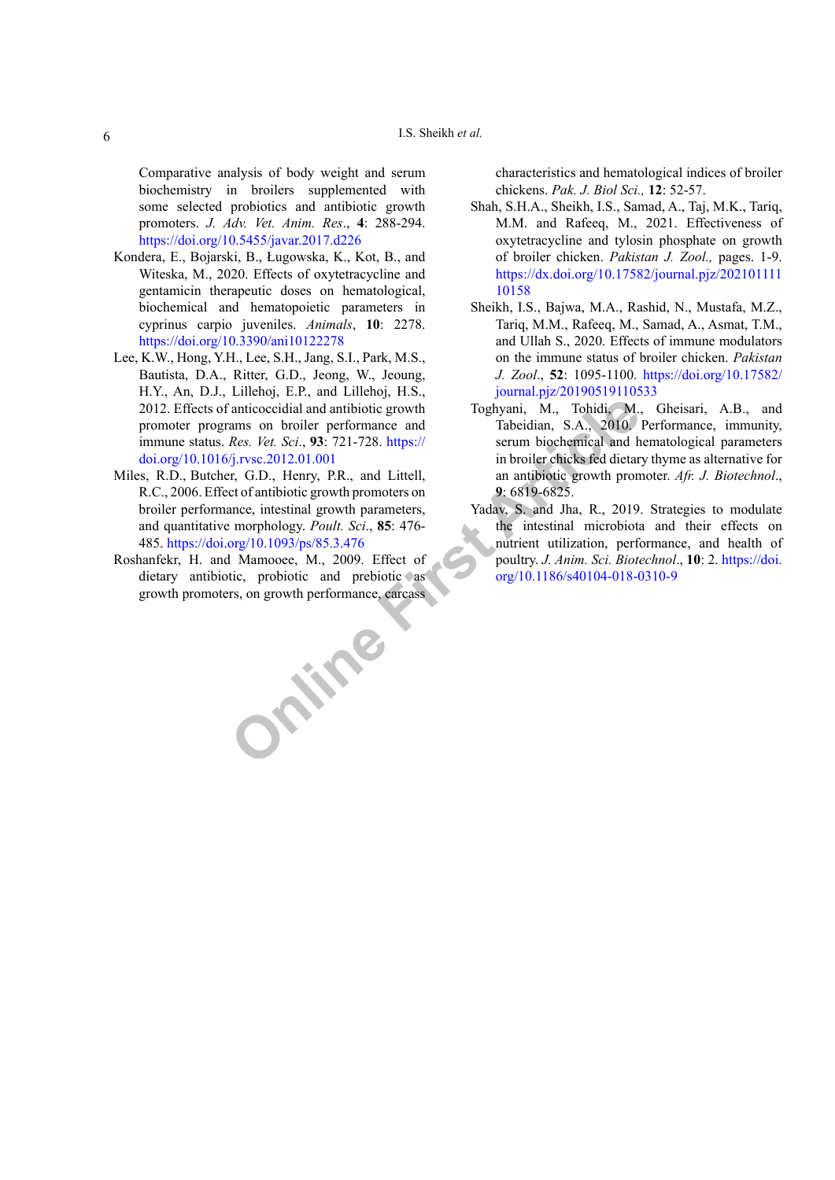Comparative analysis of body weight and serum biochemistry in broilers supplemented with some selected probiotics and antibiotic growth promoters. *J. Adv. Vet. Anim. Res*., **4**: 288-294. https://doi.org/10.5455/javar.2017.d226

Kondera, E., Bojarski, B., Ługowska, K., Kot, B., and Witeska, M., 2020. Effects of oxytetracycline and gentamicin therapeutic doses on hematological, biochemical and hematopoietic parameters in cyprinus carpio juveniles. *Animals*, **10**: 2278. https://doi.org/10.3390/ani10122278

Lee, K.W., Hong, Y.H., Lee, S.H., Jang, S.I., Park, M.S., Bautista, D.A., Ritter, G.D., Jeong, W., Jeoung, H.Y., An, D.J., Lillehoj, E.P., and Lillehoj, H.S., 2012. Effects of anticoccidial and antibiotic growth promoter programs on broiler performance and immune status. *Res. Vet. Sci*., **93**: 721-728. https://doi.org/10.1016/j.rvsc.2012.01.001

Miles, R.D., Butcher, G.D., Henry, P.R., and Littell, R.C., 2006. Effect of antibiotic growth promoters on broiler performance, intestinal growth parameters, and quantitative morphology. *Poult. Sci*., **85**: 476-485. https://doi.org/10.1093/ps/85.3.476

Roshanfekr, H. and Mamooee, M., 2009. Effect of dietary antibiotic, probiotic and prebiotic as growth promoters, on growth performance, carcass characteristics and hematological indices of broiler chickens. *Pak. J. Biol Sci.,* **12**: 52-57.

Shah, S.H.A., Sheikh, I.S., Samad, A., Taj, M.K., Tariq, M.M. and Rafeeq, M., 2021. Effectiveness of oxytetracycline and tylosin phosphate on growth of broiler chicken. *Pakistan J. Zool.,* pages. 1-9. https://dx.doi.org/10.17582/journal.pjz/20210111110158

Sheikh, I.S., Bajwa, M.A., Rashid, N., Mustafa, M.Z., Tariq, M.M., Rafeeq, M., Samad, A., Asmat, T.M., and Ullah S., 2020. Effects of immune modulators on the immune status of broiler chicken. *Pakistan J. Zool*., **52**: 1095-1100. https://doi.org/10.17582/journal.pjz/20190519110533

Toghyani, M., Tohidi, M., Gheisari, A.B., and Tabeidian, S.A., 2010. Performance, immunity, serum biochemical and hematological parameters in broiler chicks fed dietary thyme as alternative for an antibiotic growth promoter. *Afr. J. Biotechnol*., **9**: 6819-6825.

Yadav, S. and Jha, R., 2019. Strategies to modulate the intestinal microbiota and their effects on nutrient utilization, performance, and health of poultry. *J. Anim. Sci. Biotechnol*., **10**: 2. https://doi.org/10.1186/s40104-018-0310-9